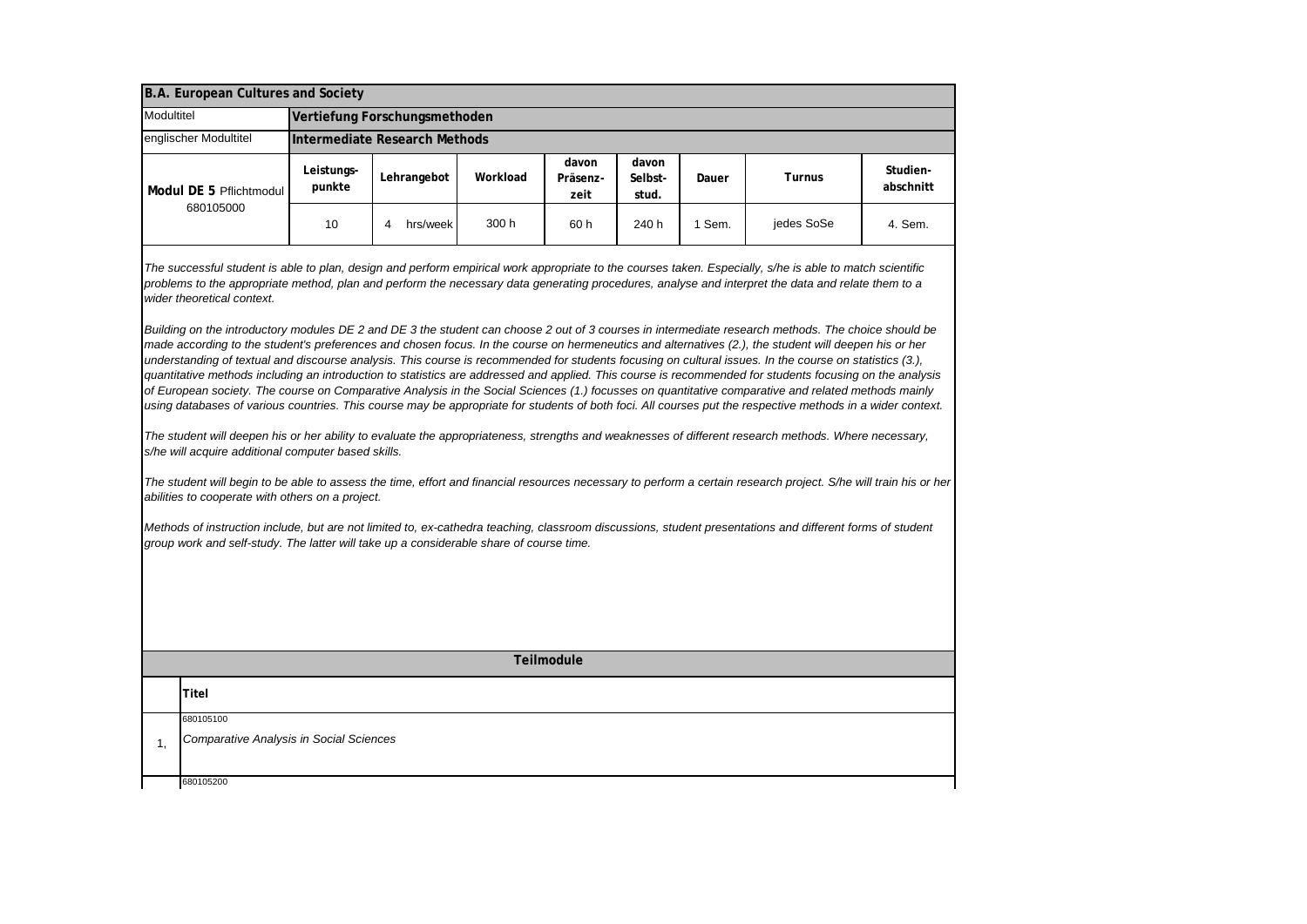| **B.A. European Cultures and Society** | | | | | | | | |
|---|---|---|---|---|---|---|---|---|
| Modultitel | **Vertiefung Forschungsmethoden** | | | | | | | |
| englischer Modultitel | **Intermediate Research Methods** | | | | | | | |
| **Modul DE 5** Pflichtmodul 680105000 | **Leistungs-punkte** | **Lehrangebot** | **Workload** | **davon Präsenz-zeit** | **davon Selbst-stud.** | **Dauer** | **Turnus** | **Studien-abschnitt** |
| | 10 | 4 hrs/week | 300 h | 60 h | 240 h | 1 Sem. | jedes SoSe | 4. Sem. |

*The successful student is able to plan, design and perform empirical work appropriate to the courses taken. Especially, s/he is able to match scientific problems to the appropriate method, plan and perform the necessary data generating procedures, analyse and interpret the data and relate them to a wider theoretical context.*

*Building on the introductory modules DE 2 and DE 3 the student can choose 2 out of 3 courses in intermediate research methods. The choice should be made according to the student's preferences and chosen focus. In the course on hermeneutics and alternatives (2.), the student will deepen his or her understanding of textual and discourse analysis. This course is recommended for students focusing on cultural issues. In the course on statistics (3.), quantitative methods including an introduction to statistics are addressed and applied. This course is recommended for students focusing on the analysis of European society. The course on Comparative Analysis in the Social Sciences (1.) focusses on quantitative comparative and related methods mainly using databases of various countries. This course may be appropriate for students of both foci. All courses put the respective methods in a wider context.*

*The student will deepen his or her ability to evaluate the appropriateness, strengths and weaknesses of different research methods. Where necessary, s/he will acquire additional computer based skills.*

*The student will begin to be able to assess the time, effort and financial resources necessary to perform a certain research project. S/he will train his or her abilities to cooperate with others on a project.*

*Methods of instruction include, but are not limited to, ex-cathedra teaching, classroom discussions, student presentations and different forms of student group work and self-study. The latter will take up a considerable share of course time.*

| **Teilmodule** | |
|---|---|
| | **Titel** |
| 1, | 680105100 *Comparative Analysis in Social Sciences* |
| | 680105200 |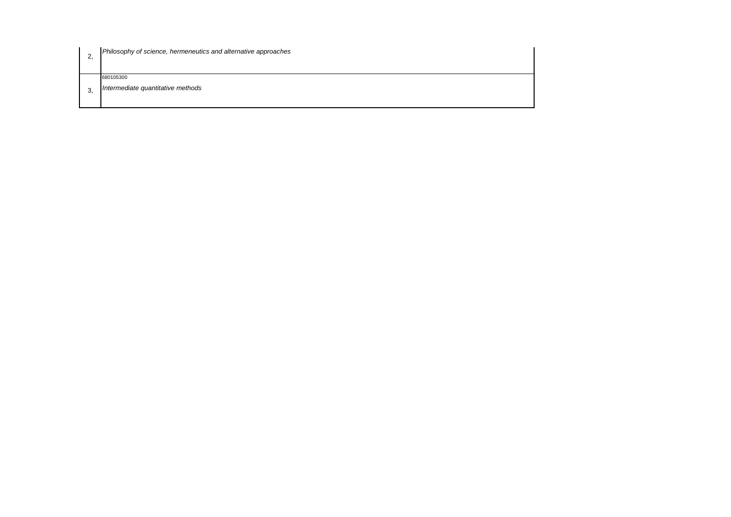| | |
|---|---|
| 2, | *Philosophy of science, hermeneutics and alternative approaches* |
| 3, | 680105300<br>*Intermediate quantitative methods* |